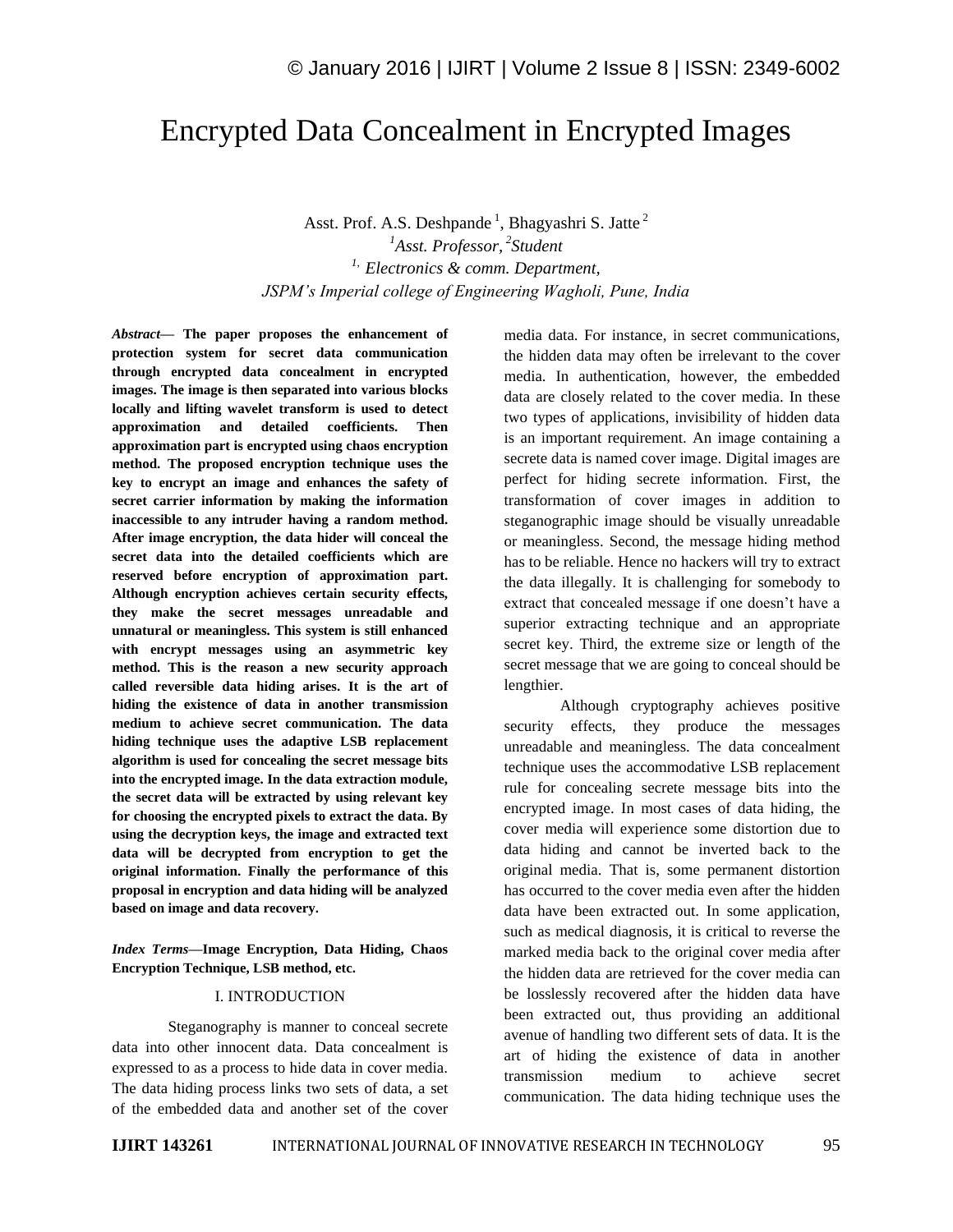# Encrypted Data Concealment in Encrypted Images

Asst. Prof. A.S. Deshpande [1], Bhagyashri S. Jatte [2]

[1]*Asst. Professor,* [2]*Student*

[1,] *Electronics & comm. Department,*

*JSPM's Imperial college of Engineering Wagholi, Pune, India*

***Abstract*— The paper proposes the enhancement of protection system for secret data communication through encrypted data concealment in encrypted images. The image is then separated into various blocks locally and lifting wavelet transform is used to detect approximation and detailed coefficients. Then approximation part is encrypted using chaos encryption method. The proposed encryption technique uses the key to encrypt an image and enhances the safety of secret carrier information by making the information inaccessible to any intruder having a random method. After image encryption, the data hider will conceal the secret data into the detailed coefficients which are reserved before encryption of approximation part. Although encryption achieves certain security effects, they make the secret messages unreadable and unnatural or meaningless. This system is still enhanced with encrypt messages using an asymmetric key method. This is the reason a new security approach called reversible data hiding arises. It is the art of hiding the existence of data in another transmission medium to achieve secret communication. The data hiding technique uses the adaptive LSB replacement algorithm is used for concealing the secret message bits into the encrypted image. In the data extraction module, the secret data will be extracted by using relevant key for choosing the encrypted pixels to extract the data. By using the decryption keys, the image and extracted text data will be decrypted from encryption to get the original information. Finally the performance of this proposal in encryption and data hiding will be analyzed based on image and data recovery.**

***Index Terms*—Image Encryption, Data Hiding, Chaos Encryption Technique, LSB method, etc.**

## I. INTRODUCTION

Steganography is manner to conceal secrete data into other innocent data. Data concealment is expressed to as a process to hide data in cover media. The data hiding process links two sets of data, a set of the embedded data and another set of the cover media data. For instance, in secret communications, the hidden data may often be irrelevant to the cover media. In authentication, however, the embedded data are closely related to the cover media. In these two types of applications, invisibility of hidden data is an important requirement. An image containing a secrete data is named cover image. Digital images are perfect for hiding secrete information. First, the transformation of cover images in addition to steganographic image should be visually unreadable or meaningless. Second, the message hiding method has to be reliable. Hence no hackers will try to extract the data illegally. It is challenging for somebody to extract that concealed message if one doesn't have a superior extracting technique and an appropriate secret key. Third, the extreme size or length of the secret message that we are going to conceal should be lengthier.

Although cryptography achieves positive security effects, they produce the messages unreadable and meaningless. The data concealment technique uses the accommodative LSB replacement rule for concealing secrete message bits into the encrypted image. In most cases of data hiding, the cover media will experience some distortion due to data hiding and cannot be inverted back to the original media. That is, some permanent distortion has occurred to the cover media even after the hidden data have been extracted out. In some application, such as medical diagnosis, it is critical to reverse the marked media back to the original cover media after the hidden data are retrieved for the cover media can be losslessly recovered after the hidden data have been extracted out, thus providing an additional avenue of handling two different sets of data. It is the art of hiding the existence of data in another transmission medium to achieve secret communication. The data hiding technique uses the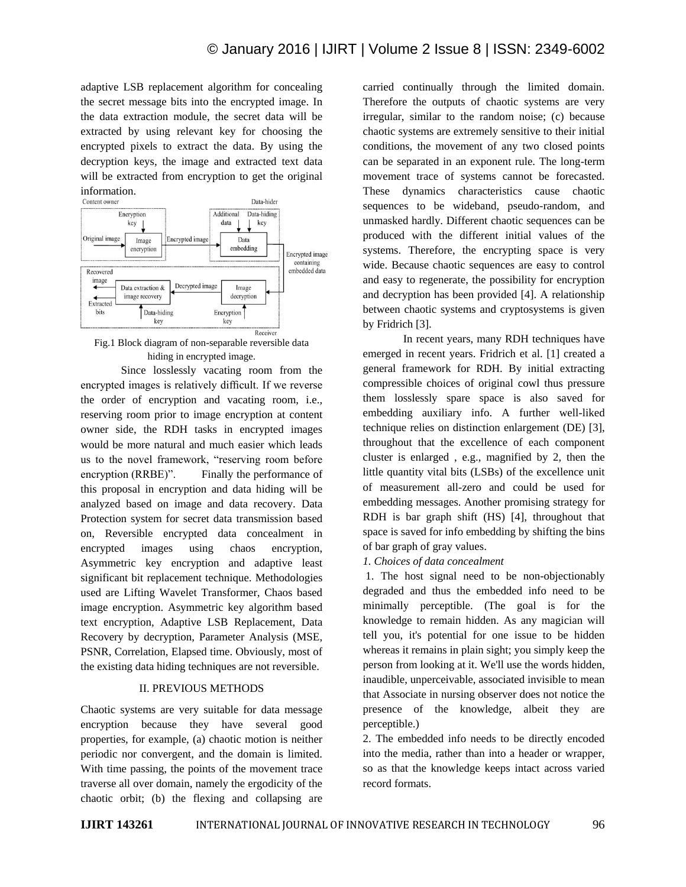adaptive LSB replacement algorithm for concealing the secret message bits into the encrypted image. In the data extraction module, the secret data will be extracted by using relevant key for choosing the encrypted pixels to extract the data. By using the decryption keys, the image and extracted text data will be extracted from encryption to get the original information.

Fig.1 Block diagram of non-separable reversible data hiding in encrypted image.

Since losslessly vacating room from the encrypted images is relatively difficult. If we reverse the order of encryption and vacating room, i.e., reserving room prior to image encryption at content owner side, the RDH tasks in encrypted images would be more natural and much easier which leads us to the novel framework, "reserving room before encryption (RRBE)". Finally the performance of this proposal in encryption and data hiding will be analyzed based on image and data recovery. Data Protection system for secret data transmission based on, Reversible encrypted data concealment in encrypted images using chaos encryption, Asymmetric key encryption and adaptive least significant bit replacement technique. Methodologies used are Lifting Wavelet Transformer, Chaos based image encryption. Asymmetric key algorithm based text encryption, Adaptive LSB Replacement, Data Recovery by decryption, Parameter Analysis (MSE, PSNR, Correlation, Elapsed time. Obviously, most of the existing data hiding techniques are not reversible.

## II. PREVIOUS METHODS

Chaotic systems are very suitable for data message encryption because they have several good properties, for example, (a) chaotic motion is neither periodic nor convergent, and the domain is limited. With time passing, the points of the movement trace traverse all over domain, namely the ergodicity of the chaotic orbit; (b) the flexing and collapsing are carried continually through the limited domain. Therefore the outputs of chaotic systems are very irregular, similar to the random noise; (c) because chaotic systems are extremely sensitive to their initial conditions, the movement of any two closed points can be separated in an exponent rule. The long-term movement trace of systems cannot be forecasted. These dynamics characteristics cause chaotic sequences to be wideband, pseudo-random, and unmasked hardly. Different chaotic sequences can be produced with the different initial values of the systems. Therefore, the encrypting space is very wide. Because chaotic sequences are easy to control and easy to regenerate, the possibility for encryption and decryption has been provided [4]. A relationship between chaotic systems and cryptosystems is given by Fridrich [3].

In recent years, many RDH techniques have emerged in recent years. Fridrich et al. [1] created a general framework for RDH. By initial extracting compressible choices of original cowl thus pressure them losslessly spare space is also saved for embedding auxiliary info. A further well-liked technique relies on distinction enlargement (DE) [3], throughout that the excellence of each component cluster is enlarged , e.g., magnified by 2, then the little quantity vital bits (LSBs) of the excellence unit of measurement all-zero and could be used for embedding messages. Another promising strategy for RDH is bar graph shift (HS) [4], throughout that space is saved for info embedding by shifting the bins of bar graph of gray values.

*1. Choices of data concealment*

1. The host signal need to be non-objectionably degraded and thus the embedded info need to be minimally perceptible. (The goal is for the knowledge to remain hidden. As any magician will tell you, it's potential for one issue to be hidden whereas it remains in plain sight; you simply keep the person from looking at it. We'll use the words hidden, inaudible, unperceivable, associated invisible to mean that Associate in nursing observer does not notice the presence of the knowledge, albeit they are perceptible.)

2. The embedded info needs to be directly encoded into the media, rather than into a header or wrapper, so as that the knowledge keeps intact across varied record formats.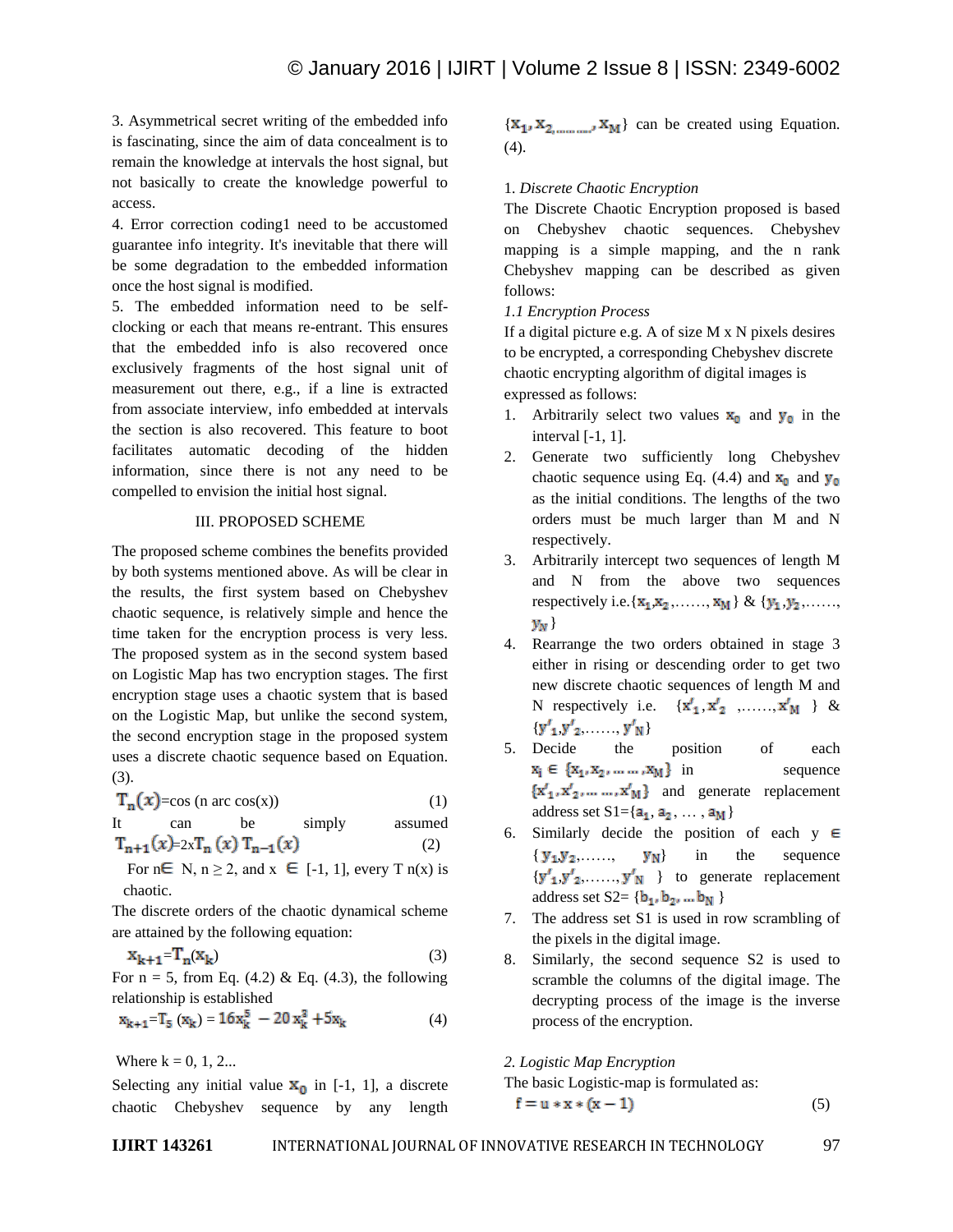3. Asymmetrical secret writing of the embedded info is fascinating, since the aim of data concealment is to remain the knowledge at intervals the host signal, but not basically to create the knowledge powerful to access.

4. Error correction coding1 need to be accustomed guarantee info integrity. It's inevitable that there will be some degradation to the embedded information once the host signal is modified.

5. The embedded information need to be self-clocking or each that means re-entrant. This ensures that the embedded info is also recovered once exclusively fragments of the host signal unit of measurement out there, e.g., if a line is extracted from associate interview, info embedded at intervals the section is also recovered. This feature to boot facilitates automatic decoding of the hidden information, since there is not any need to be compelled to envision the initial host signal.

## III. PROPOSED SCHEME

The proposed scheme combines the benefits provided by both systems mentioned above. As will be clear in the results, the first system based on Chebyshev chaotic sequence, is relatively simple and hence the time taken for the encryption process is very less. The proposed system as in the second system based on Logistic Map has two encryption stages. The first encryption stage uses a chaotic system that is based on the Logistic Map, but unlike the second system, the second encryption stage in the proposed system uses a discrete chaotic sequence based on Equation. (3).

$T_n(x)$=cos (n arc cos(x)) (1)

It can be simply assumed

$T_{n+1}(x)$=2x$T_n(x)\ T_{n-1}(x)$ (2)

For n$\in$ N, n ≥ 2, and x $\in$ [-1, 1], every T n(x) is chaotic.

The discrete orders of the chaotic dynamical scheme are attained by the following equation:

$$x_{k+1}=T_n(x_k) \quad (3)$$

For n = 5, from Eq. (4.2) & Eq. (4.3), the following relationship is established

$$x_{k+1}=T_5(x_k) = 16x_k^5 - 20x_k^3 + 5x_k \quad (4)$$

Where k = 0, 1, 2...

Selecting any initial value $x_0$ in [-1, 1], a discrete chaotic Chebyshev sequence by any length $\{x_1, x_2, \ldots, x_M\}$ can be created using Equation. (4).

### 1. *Discrete Chaotic Encryption*

The Discrete Chaotic Encryption proposed is based on Chebyshev chaotic sequences. Chebyshev mapping is a simple mapping, and the n rank Chebyshev mapping can be described as given follows:

#### *1.1 Encryption Process*

If a digital picture e.g. A of size M x N pixels desires to be encrypted, a corresponding Chebyshev discrete chaotic encrypting algorithm of digital images is expressed as follows:

1. Arbitrarily select two values $x_0$ and $y_0$ in the interval [-1, 1].
2. Generate two sufficiently long Chebyshev chaotic sequence using Eq. (4.4) and $x_0$ and $y_0$ as the initial conditions. The lengths of the two orders must be much larger than M and N respectively.
3. Arbitrarily intercept two sequences of length M and N from the above two sequences respectively i.e.$\{x_1, x_2, \ldots, x_M\}$ & $\{y_1, y_2, \ldots, y_N\}$
4. Rearrange the two orders obtained in stage 3 either in rising or descending order to get two new discrete chaotic sequences of length M and N respectively i.e. $\{x'_1, x'_2, \ldots, x'_M\}$ & $\{y'_1, y'_2, \ldots, y'_N\}$
5. Decide the position of each $x_i \in \{x_1, x_2, \ldots, x_M\}$ in sequence $\{x'_1, x'_2, \ldots, x'_M\}$ and generate replacement address set S1=$\{a_1, a_2, \ldots, a_M\}$
6. Similarly decide the position of each y $\in$ $\{y_1, y_2, \ldots, y_N\}$ in the sequence $\{y'_1, y'_2, \ldots, y'_N\}$ to generate replacement address set S2= $\{b_1, b_2, \ldots b_N\}$
7. The address set S1 is used in row scrambling of the pixels in the digital image.
8. Similarly, the second sequence S2 is used to scramble the columns of the digital image. The decrypting process of the image is the inverse process of the encryption.

### 2. *Logistic Map Encryption*

The basic Logistic-map is formulated as:

$$f = u * x * (x - 1) \quad (5)$$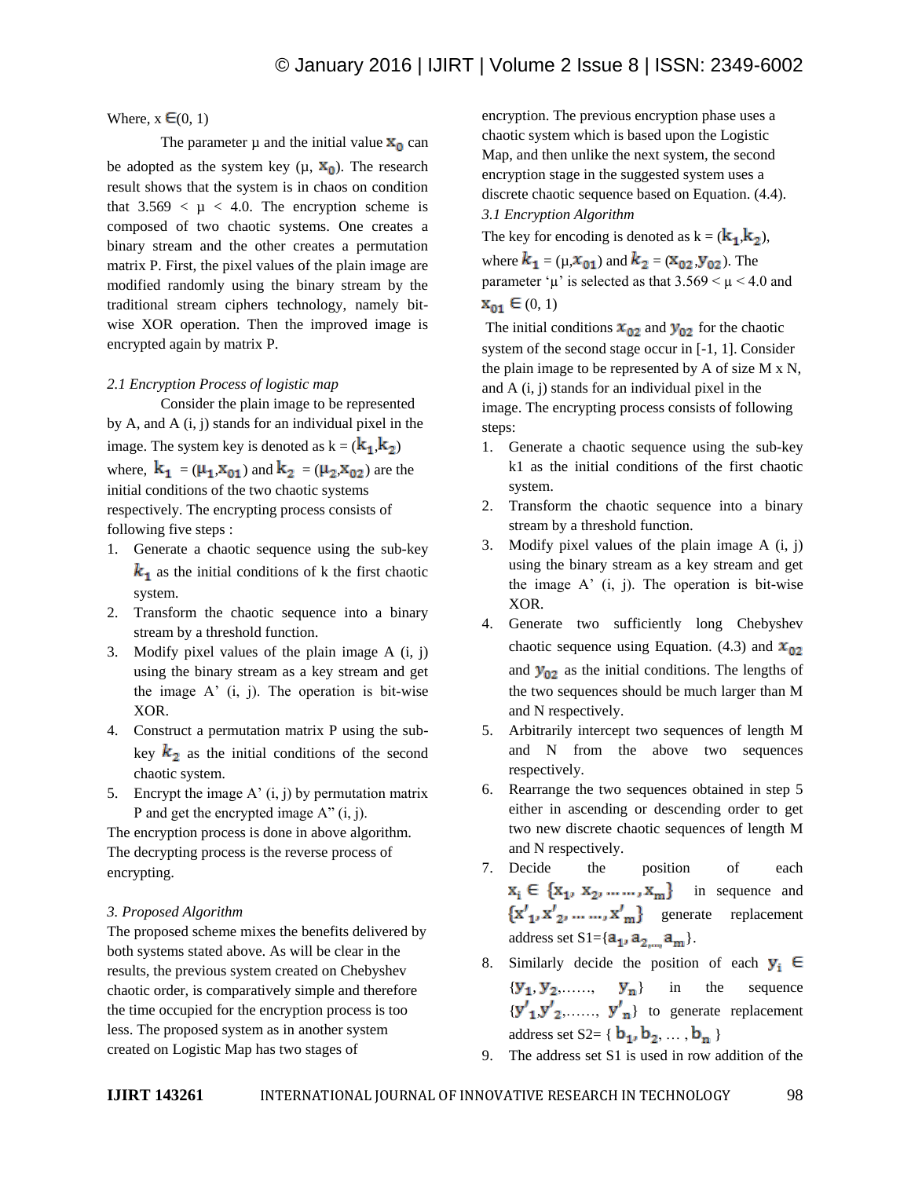Where, x $\in$(0, 1)

The parameter μ and the initial value $x_0$ can be adopted as the system key (μ, $x_0$). The research result shows that the system is in chaos on condition that 3.569 < μ < 4.0. The encryption scheme is composed of two chaotic systems. One creates a binary stream and the other creates a permutation matrix P. First, the pixel values of the plain image are modified randomly using the binary stream by the traditional stream ciphers technology, namely bit-wise XOR operation. Then the improved image is encrypted again by matrix P.

*2.1 Encryption Process of logistic map*

Consider the plain image to be represented by A, and A (i, j) stands for an individual pixel in the image. The system key is denoted as k = ($k_1$,$k_2$) where, $k_1$ = ($\mu_1$,$x_{01}$) and $k_2$ = ($\mu_2$,$x_{02}$) are the initial conditions of the two chaotic systems respectively. The encrypting process consists of following five steps :

1. Generate a chaotic sequence using the sub-key $k_1$ as the initial conditions of k the first chaotic system.
2. Transform the chaotic sequence into a binary stream by a threshold function.
3. Modify pixel values of the plain image A (i, j) using the binary stream as a key stream and get the image A' (i, j). The operation is bit-wise XOR.
4. Construct a permutation matrix P using the sub-key $k_2$ as the initial conditions of the second chaotic system.
5. Encrypt the image A' (i, j) by permutation matrix P and get the encrypted image A" (i, j).

The encryption process is done in above algorithm. The decrypting process is the reverse process of encrypting.

*3. Proposed Algorithm*

The proposed scheme mixes the benefits delivered by both systems stated above. As will be clear in the results, the previous system created on Chebyshev chaotic order, is comparatively simple and therefore the time occupied for the encryption process is too less. The proposed system as in another system created on Logistic Map has two stages of encryption. The previous encryption phase uses a chaotic system which is based upon the Logistic Map, and then unlike the next system, the second encryption stage in the suggested system uses a discrete chaotic sequence based on Equation. (4.4).

*3.1 Encryption Algorithm*

The key for encoding is denoted as k = ($k_1$,$k_2$), where $k_1$ = (μ,$x_{01}$) and $k_2$ = ($x_{02}$,$y_{02}$). The parameter 'μ' is selected as that 3.569 < μ < 4.0 and $x_{01} \in$ (0, 1)

The initial conditions $x_{02}$ and $y_{02}$ for the chaotic system of the second stage occur in [-1, 1]. Consider the plain image to be represented by A of size M x N, and A (i, j) stands for an individual pixel in the image. The encrypting process consists of following steps:

1. Generate a chaotic sequence using the sub-key k1 as the initial conditions of the first chaotic system.
2. Transform the chaotic sequence into a binary stream by a threshold function.
3. Modify pixel values of the plain image A (i, j) using the binary stream as a key stream and get the image A' (i, j). The operation is bit-wise XOR.
4. Generate two sufficiently long Chebyshev chaotic sequence using Equation. (4.3) and $x_{02}$ and $y_{02}$ as the initial conditions. The lengths of the two sequences should be much larger than M and N respectively.
5. Arbitrarily intercept two sequences of length M and N from the above two sequences respectively.
6. Rearrange the two sequences obtained in step 5 either in ascending or descending order to get two new discrete chaotic sequences of length M and N respectively.
7. Decide the position of each $x_i \in \{x_1, x_2, \ldots\ldots, x_m\}$ in sequence and $\{x'_1, x'_2, \ldots\ldots, x'_m\}$ generate replacement address set S1={$a_1, a_{2,\ldots,} a_m$}.
8. Similarly decide the position of each $y_i \in$ {$y_1, y_2$,……, $y_n$} in the sequence {$y'_1$,$y'_2$,……, $y'_n$} to generate replacement address set S2= { $b_1, b_2$, … , $b_n$ }
9. The address set S1 is used in row addition of the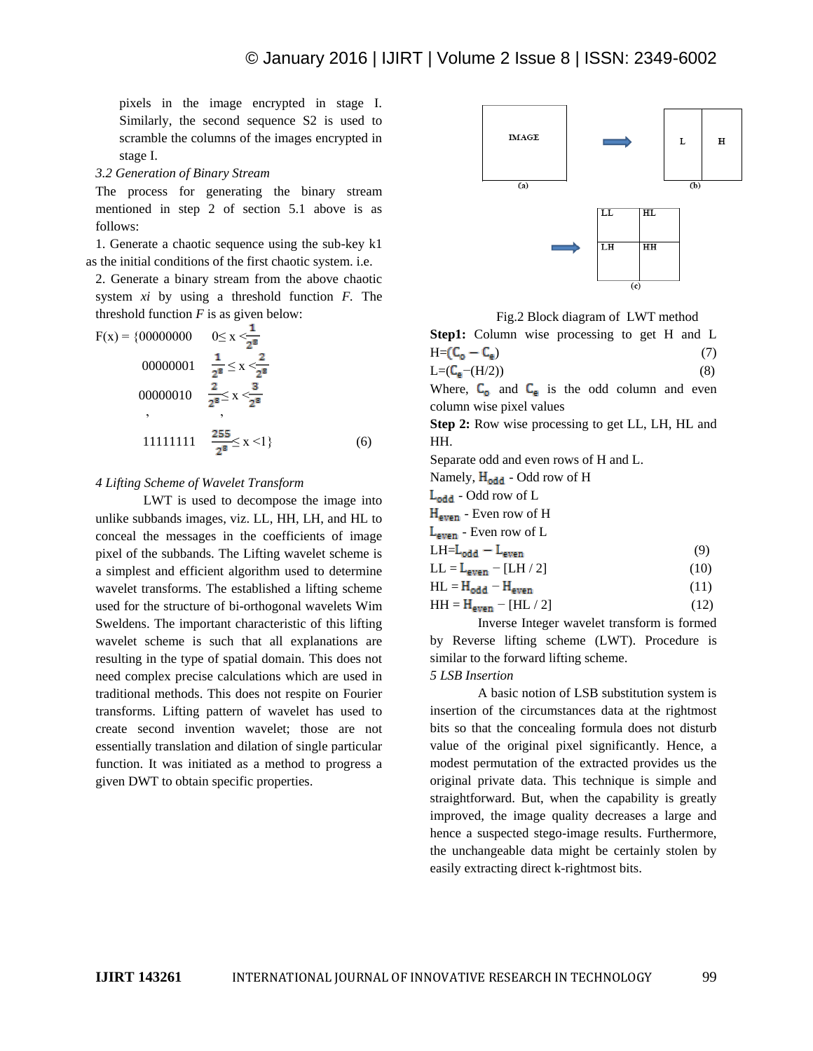pixels in the image encrypted in stage I. Similarly, the second sequence S2 is used to scramble the columns of the images encrypted in stage I.

*3.2 Generation of Binary Stream*

The process for generating the binary stream mentioned in step 2 of section 5.1 above is as follows:

1. Generate a chaotic sequence using the sub-key k1 as the initial conditions of the first chaotic system. i.e.

2. Generate a binary stream from the above chaotic system *xi* by using a threshold function *F.* The threshold function *F* is as given below:

$$F(x) = \begin{cases} 00000000 & 0 \leq x < \frac{1}{2^8} \\ 00000001 & \frac{1}{2^8} \leq x < \frac{2}{2^8} \\ 00000010 & \frac{2}{2^8} \leq x < \frac{3}{2^8} \\ , & , \\ 11111111 & \frac{255}{2^8} \leq x < 1 \end{cases} \quad (6)$$

*4 Lifting Scheme of Wavelet Transform*

LWT is used to decompose the image into unlike subbands images, viz. LL, HH, LH, and HL to conceal the messages in the coefficients of image pixel of the subbands. The Lifting wavelet scheme is a simplest and efficient algorithm used to determine wavelet transforms. The established a lifting scheme used for the structure of bi-orthogonal wavelets Wim Sweldens. The important characteristic of this lifting wavelet scheme is such that all explanations are resulting in the type of spatial domain. This does not need complex precise calculations which are used in traditional methods. This does not respite on Fourier transforms. Lifting pattern of wavelet has used to create second invention wavelet; those are not essentially translation and dilation of single particular function. It was initiated as a method to progress a given DWT to obtain specific properties.

Fig.2 Block diagram of LWT method

**Step1:** Column wise processing to get H and L

$$H=(C_o - C_e) \quad (7)$$

$$L=(C_e-(H/2)) \quad (8)$$

Where, $C_o$ and $C_e$ is the odd column and even column wise pixel values

**Step 2:** Row wise processing to get LL, LH, HL and HH.

Separate odd and even rows of H and L.

Namely, $H_{odd}$ - Odd row of H

$L_{odd}$ - Odd row of L

$H_{even}$ - Even row of H

$L_{even}$ - Even row of L

$$LH=L_{odd} - L_{even} \quad (9)$$

$$LL = L_{even} - [LH / 2] \quad (10)$$

$$HL = H_{odd} - H_{even} \quad (11)$$

$$HH = H_{even} - [HL / 2] \quad (12)$$

Inverse Integer wavelet transform is formed by Reverse lifting scheme (LWT). Procedure is similar to the forward lifting scheme.

*5 LSB Insertion*

A basic notion of LSB substitution system is insertion of the circumstances data at the rightmost bits so that the concealing formula does not disturb value of the original pixel significantly. Hence, a modest permutation of the extracted provides us the original private data. This technique is simple and straightforward. But, when the capability is greatly improved, the image quality decreases a large and hence a suspected stego-image results. Furthermore, the unchangeable data might be certainly stolen by easily extracting direct k-rightmost bits.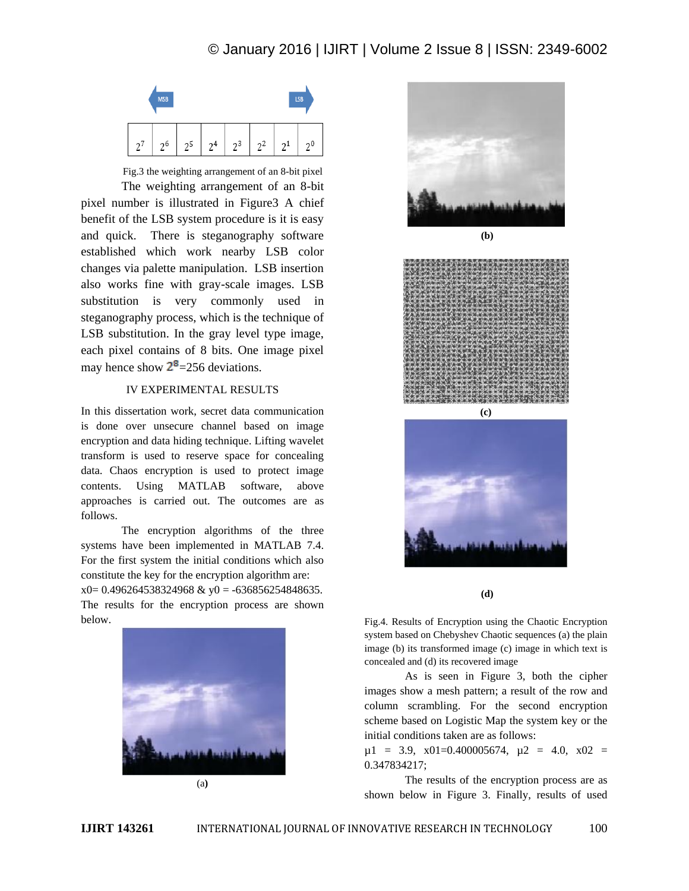| $2^7$ | $2^6$ | $2^5$ | $2^4$ | $2^3$ | $2^2$ | $2^1$ | $2^0$ |
|---|---|---|---|---|---|---|---|

Fig.3 the weighting arrangement of an 8-bit pixel

The weighting arrangement of an 8-bit pixel number is illustrated in Figure3 A chief benefit of the LSB system procedure is it is easy and quick. There is steganography software established which work nearby LSB color changes via palette manipulation. LSB insertion also works fine with gray-scale images. LSB substitution is very commonly used in steganography process, which is the technique of LSB substitution. In the gray level type image, each pixel contains of 8 bits. One image pixel may hence show $2^8$=256 deviations.

## IV EXPERIMENTAL RESULTS

In this dissertation work, secret data communication is done over unsecure channel based on image encryption and data hiding technique. Lifting wavelet transform is used to reserve space for concealing data. Chaos encryption is used to protect image contents. Using MATLAB software, above approaches is carried out. The outcomes are as follows.

The encryption algorithms of the three systems have been implemented in MATLAB 7.4. For the first system the initial conditions which also constitute the key for the encryption algorithm are: $x0= 0.496264538324968$ & $y0 = -636856254848635$. The results for the encryption process are shown below.

(a)

(b)

(c)

(d)

Fig.4. Results of Encryption using the Chaotic Encryption system based on Chebyshev Chaotic sequences (a) the plain image (b) its transformed image (c) image in which text is concealed and (d) its recovered image

As is seen in Figure 3, both the cipher images show a mesh pattern; a result of the row and column scrambling. For the second encryption scheme based on Logistic Map the system key or the initial conditions taken are as follows:

$\mu 1 = 3.9$, $x01=0.400005674$, $\mu 2 = 4.0$, $x02 = 0.347834217$;

The results of the encryption process are as shown below in Figure 3. Finally, results of used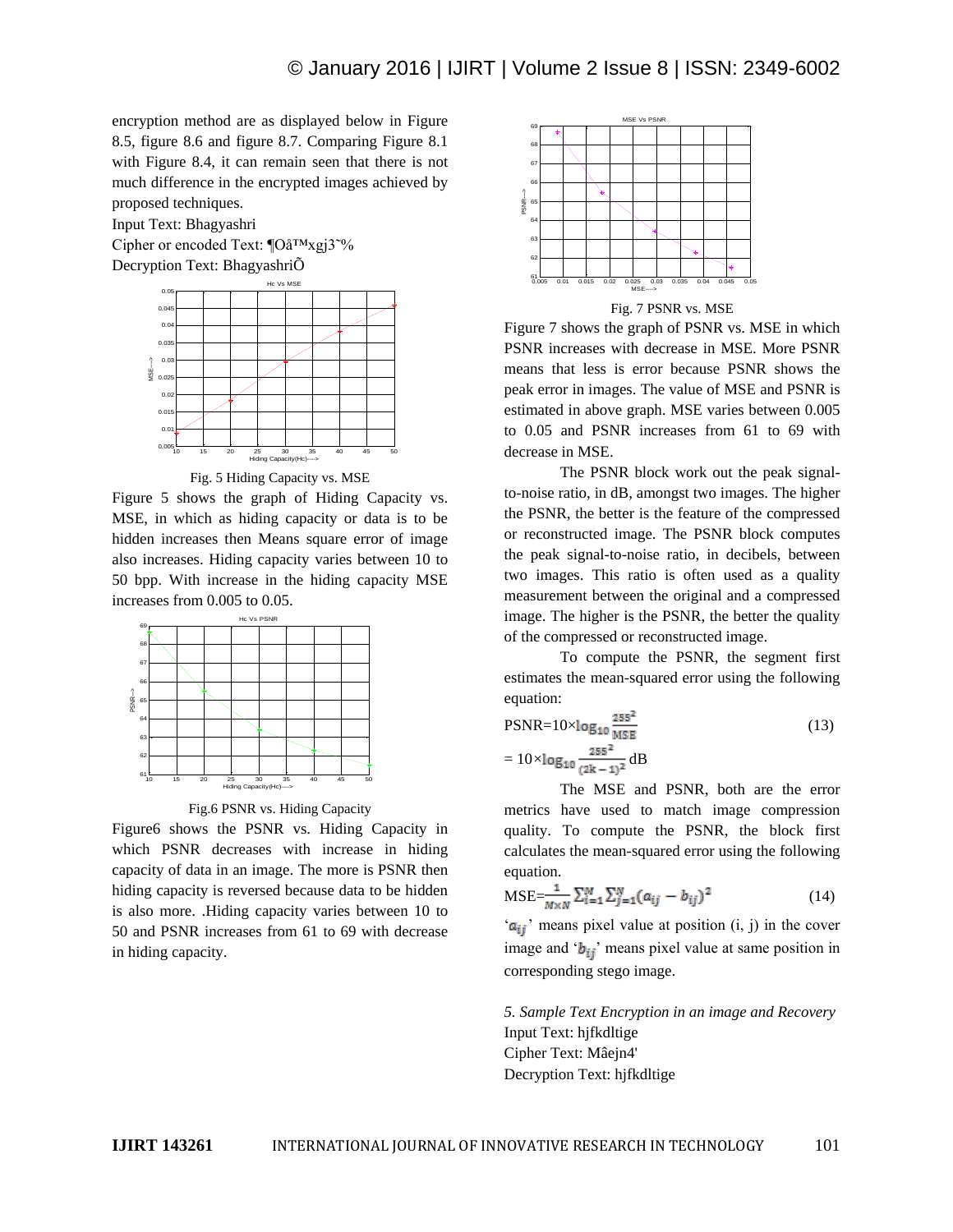encryption method are as displayed below in Figure 8.5, figure 8.6 and figure 8.7. Comparing Figure 8.1 with Figure 8.4, it can remain seen that there is not much difference in the encrypted images achieved by proposed techniques.

Input Text: Bhagyashri

Cipher or encoded Text: ¶Oå™xgj3˜%

Decryption Text: BhagyashriÕ

Fig. 5 Hiding Capacity vs. MSE

Figure 5 shows the graph of Hiding Capacity vs. MSE, in which as hiding capacity or data is to be hidden increases then Means square error of image also increases. Hiding capacity varies between 10 to 50 bpp. With increase in the hiding capacity MSE increases from 0.005 to 0.05.

Fig.6 PSNR vs. Hiding Capacity

Figure6 shows the PSNR vs. Hiding Capacity in which PSNR decreases with increase in hiding capacity of data in an image. The more is PSNR then hiding capacity is reversed because data to be hidden is also more. .Hiding capacity varies between 10 to 50 and PSNR increases from 61 to 69 with decrease in hiding capacity.

Fig. 7 PSNR vs. MSE

Figure 7 shows the graph of PSNR vs. MSE in which PSNR increases with decrease in MSE. More PSNR means that less is error because PSNR shows the peak error in images. The value of MSE and PSNR is estimated in above graph. MSE varies between 0.005 to 0.05 and PSNR increases from 61 to 69 with decrease in MSE.

The PSNR block work out the peak signal-to-noise ratio, in dB, amongst two images. The higher the PSNR, the better is the feature of the compressed or reconstructed image. The PSNR block computes the peak signal-to-noise ratio, in decibels, between two images. This ratio is often used as a quality measurement between the original and a compressed image. The higher is the PSNR, the better the quality of the compressed or reconstructed image.

To compute the PSNR, the segment first estimates the mean-squared error using the following equation:

$$\text{PSNR}=10\times\log_{10}\frac{255^2}{\text{MSE}} \tag{13}$$

$$= 10\times\log_{10}\frac{255^2}{(2k-1)^2}\ \text{dB}$$

The MSE and PSNR, both are the error metrics have used to match image compression quality. To compute the PSNR, the block first calculates the mean-squared error using the following equation.

$$\text{MSE}=\frac{1}{M\times N}\sum_{i=1}^{M}\sum_{j=1}^{N}(a_{ij}-b_{ij})^2 \tag{14}$$

'$a_{ij}$' means pixel value at position (i, j) in the cover image and '$b_{ij}$' means pixel value at same position in corresponding stego image.

*5. Sample Text Encryption in an image and Recovery*

Input Text: hjfkdltige

Cipher Text: Mâejn4'

Decryption Text: hjfkdltige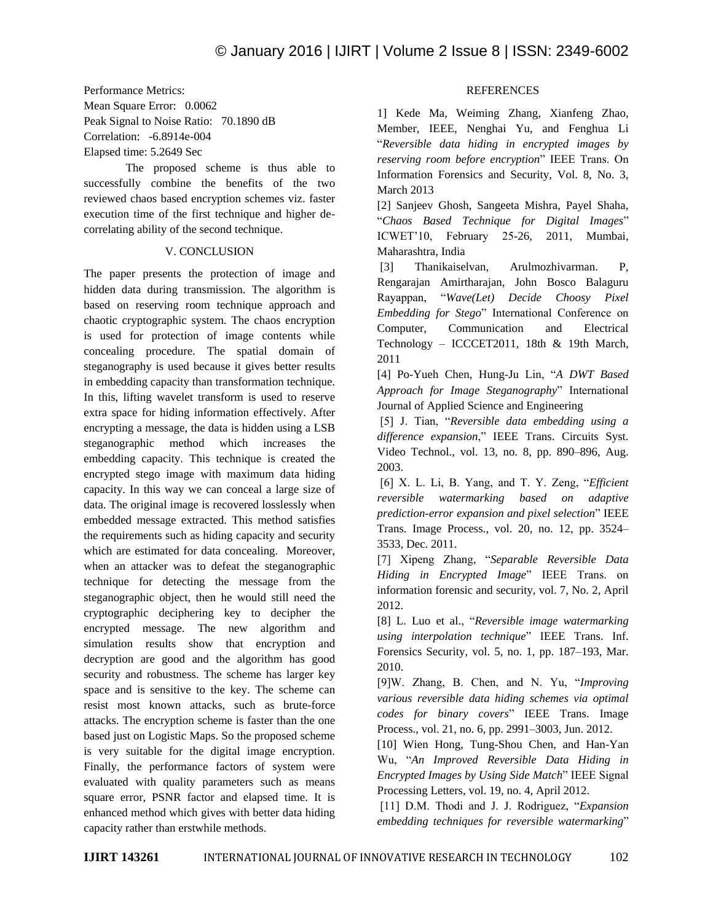Performance Metrics:

Mean Square Error: 0.0062

Peak Signal to Noise Ratio: 70.1890 dB

Correlation: -6.8914e-004

Elapsed time: 5.2649 Sec

The proposed scheme is thus able to successfully combine the benefits of the two reviewed chaos based encryption schemes viz. faster execution time of the first technique and higher de-correlating ability of the second technique.

## V. CONCLUSION

The paper presents the protection of image and hidden data during transmission. The algorithm is based on reserving room technique approach and chaotic cryptographic system. The chaos encryption is used for protection of image contents while concealing procedure. The spatial domain of steganography is used because it gives better results in embedding capacity than transformation technique. In this, lifting wavelet transform is used to reserve extra space for hiding information effectively. After encrypting a message, the data is hidden using a LSB steganographic method which increases the embedding capacity. This technique is created the encrypted stego image with maximum data hiding capacity. In this way we can conceal a large size of data. The original image is recovered losslessly when embedded message extracted. This method satisfies the requirements such as hiding capacity and security which are estimated for data concealing. Moreover, when an attacker was to defeat the steganographic technique for detecting the message from the steganographic object, then he would still need the cryptographic deciphering key to decipher the encrypted message. The new algorithm and simulation results show that encryption and decryption are good and the algorithm has good security and robustness. The scheme has larger key space and is sensitive to the key. The scheme can resist most known attacks, such as brute-force attacks. The encryption scheme is faster than the one based just on Logistic Maps. So the proposed scheme is very suitable for the digital image encryption. Finally, the performance factors of system were evaluated with quality parameters such as means square error, PSNR factor and elapsed time. It is enhanced method which gives with better data hiding capacity rather than erstwhile methods.

## REFERENCES

1] Kede Ma, Weiming Zhang, Xianfeng Zhao, Member, IEEE, Nenghai Yu, and Fenghua Li "*Reversible data hiding in encrypted images by reserving room before encryption*" IEEE Trans. On Information Forensics and Security, Vol. 8, No. 3, March 2013

[2] Sanjeev Ghosh, Sangeeta Mishra, Payel Shaha, "*Chaos Based Technique for Digital Images*" ICWET'10, February 25-26, 2011, Mumbai, Maharashtra, India

[3] Thanikaiselvan, Arulmozhivarman. P, Rengarajan Amirtharajan, John Bosco Balaguru Rayappan, "*Wave(Let) Decide Choosy Pixel Embedding for Stego*" International Conference on Computer, Communication and Electrical Technology – ICCCET2011, 18th & 19th March, 2011

[4] Po-Yueh Chen, Hung-Ju Lin, "*A DWT Based Approach for Image Steganography*" International Journal of Applied Science and Engineering

[5] J. Tian, "*Reversible data embedding using a difference expansion*," IEEE Trans. Circuits Syst. Video Technol., vol. 13, no. 8, pp. 890–896, Aug. 2003.

[6] X. L. Li, B. Yang, and T. Y. Zeng, "*Efficient reversible watermarking based on adaptive prediction-error expansion and pixel selection*" IEEE Trans. Image Process., vol. 20, no. 12, pp. 3524–3533, Dec. 2011.

[7] Xipeng Zhang, "*Separable Reversible Data Hiding in Encrypted Image*" IEEE Trans. on information forensic and security, vol. 7, No. 2, April 2012.

[8] L. Luo et al., "*Reversible image watermarking using interpolation technique*" IEEE Trans. Inf. Forensics Security, vol. 5, no. 1, pp. 187–193, Mar. 2010.

[9]W. Zhang, B. Chen, and N. Yu, "*Improving various reversible data hiding schemes via optimal codes for binary covers*" IEEE Trans. Image Process., vol. 21, no. 6, pp. 2991–3003, Jun. 2012.

[10] Wien Hong, Tung-Shou Chen, and Han-Yan Wu, "*An Improved Reversible Data Hiding in Encrypted Images by Using Side Match*" IEEE Signal Processing Letters, vol. 19, no. 4, April 2012.

[11] D.M. Thodi and J. J. Rodriguez, "*Expansion embedding techniques for reversible watermarking*"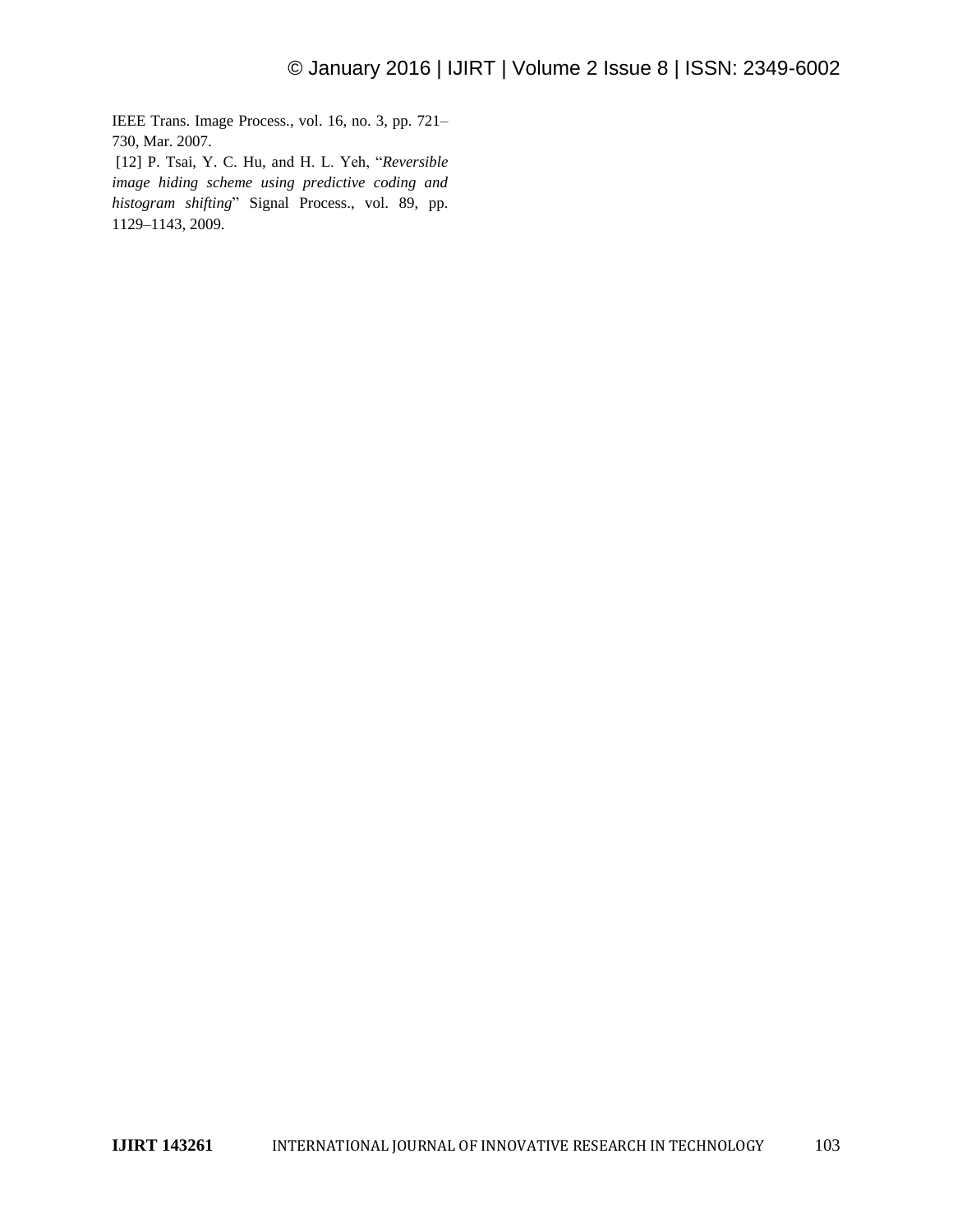IEEE Trans. Image Process., vol. 16, no. 3, pp. 721–730, Mar. 2007.

[12] P. Tsai, Y. C. Hu, and H. L. Yeh, "*Reversible image hiding scheme using predictive coding and histogram shifting*" Signal Process., vol. 89, pp. 1129–1143, 2009.